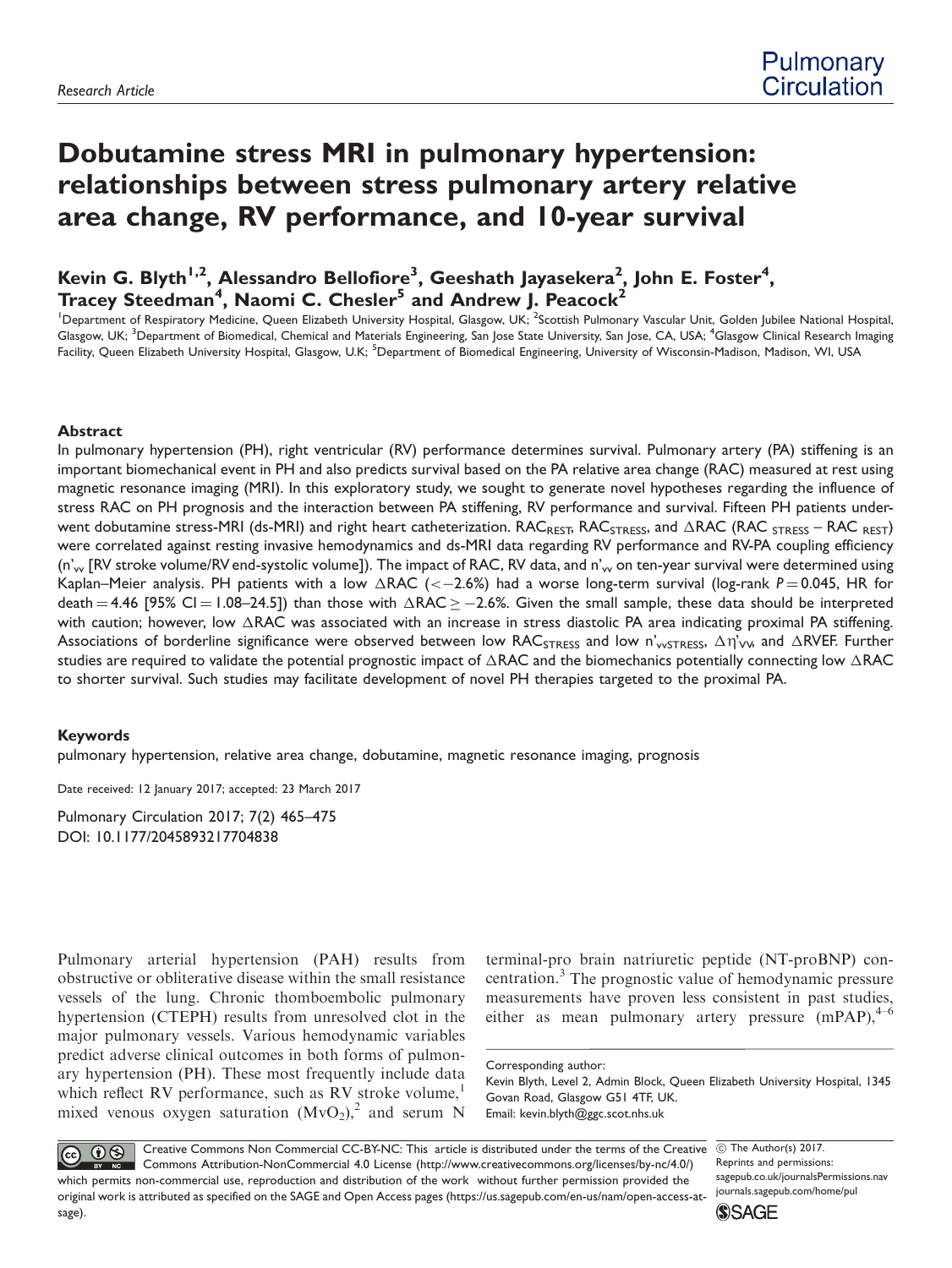Research Article

# Dobutamine stress MRI in pulmonary hypertension: relationships between stress pulmonary artery relative area change, RV performance, and 10-year survival

Kevin G. Blyth[1,2], Alessandro Bellofiore[3], Geeshath Jayasekera[2], John E. Foster[4], Tracey Steedman[4], Naomi C. Chesler[5] and Andrew J. Peacock[2]

[1]Department of Respiratory Medicine, Queen Elizabeth University Hospital, Glasgow, UK; [2]Scottish Pulmonary Vascular Unit, Golden Jubilee National Hospital, Glasgow, UK; [3]Department of Biomedical, Chemical and Materials Engineering, San Jose State University, San Jose, CA, USA; [4]Glasgow Clinical Research Imaging Facility, Queen Elizabeth University Hospital, Glasgow, U.K; [5]Department of Biomedical Engineering, University of Wisconsin-Madison, Madison, WI, USA

### Abstract

In pulmonary hypertension (PH), right ventricular (RV) performance determines survival. Pulmonary artery (PA) stiffening is an important biomechanical event in PH and also predicts survival based on the PA relative area change (RAC) measured at rest using magnetic resonance imaging (MRI). In this exploratory study, we sought to generate novel hypotheses regarding the influence of stress RAC on PH prognosis and the interaction between PA stiffening, RV performance and survival. Fifteen PH patients underwent dobutamine stress-MRI (ds-MRI) and right heart catheterization. $RAC_{REST}$, $RAC_{STRESS}$, and $\Delta RAC$ ($RAC_{STRESS} - RAC_{REST}$) were correlated against resting invasive hemodynamics and ds-MRI data regarding RV performance and RV-PA coupling efficiency ($n'_{vv}$ [RV stroke volume/RV end-systolic volume]). The impact of RAC, RV data, and $n'_{vv}$ on ten-year survival were determined using Kaplan–Meier analysis. PH patients with a low $\Delta RAC$ ($<-2.6\%$) had a worse long-term survival (log-rank $P = 0.045$, HR for death $= 4.46$ [95% CI $= 1.08$–$24.5$]) than those with $\Delta RAC \geq -2.6\%$. Given the small sample, these data should be interpreted with caution; however, low $\Delta RAC$ was associated with an increase in stress diastolic PA area indicating proximal PA stiffening. Associations of borderline significance were observed between low $RAC_{STRESS}$ and low $n'_{vvSTRESS}$, $\Delta\eta'_{VV}$, and $\Delta RVEF$. Further studies are required to validate the potential prognostic impact of $\Delta RAC$ and the biomechanics potentially connecting low $\Delta RAC$ to shorter survival. Such studies may facilitate development of novel PH therapies targeted to the proximal PA.

### Keywords

pulmonary hypertension, relative area change, dobutamine, magnetic resonance imaging, prognosis

Date received: 12 January 2017; accepted: 23 March 2017

Pulmonary Circulation 2017; 7(2) 465–475
DOI: 10.1177/2045893217704838

Pulmonary arterial hypertension (PAH) results from obstructive or obliterative disease within the small resistance vessels of the lung. Chronic thomboembolic pulmonary hypertension (CTEPH) results from unresolved clot in the major pulmonary vessels. Various hemodynamic variables predict adverse clinical outcomes in both forms of pulmonary hypertension (PH). These most frequently include data which reflect RV performance, such as RV stroke volume,[1] mixed venous oxygen saturation ($MvO_2$),[2] and serum N terminal-pro brain natriuretic peptide (NT-proBNP) concentration.[3] The prognostic value of hemodynamic pressure measurements have proven less consistent in past studies, either as mean pulmonary artery pressure (mPAP),[4–6]

Corresponding author:
Kevin Blyth, Level 2, Admin Block, Queen Elizabeth University Hospital, 1345 Govan Road, Glasgow G51 4TF, UK.
Email: kevin.blyth@ggc.scot.nhs.uk

Creative Commons Non Commercial CC-BY-NC: This article is distributed under the terms of the Creative Commons Attribution-NonCommercial 4.0 License (http://www.creativecommons.org/licenses/by-nc/4.0/) which permits non-commercial use, reproduction and distribution of the work without further permission provided the original work is attributed as specified on the SAGE and Open Access pages (https://us.sagepub.com/en-us/nam/open-access-at-sage).

© The Author(s) 2017.
Reprints and permissions: sagepub.co.uk/journalsPermissions.nav
journals.sagepub.com/home/pul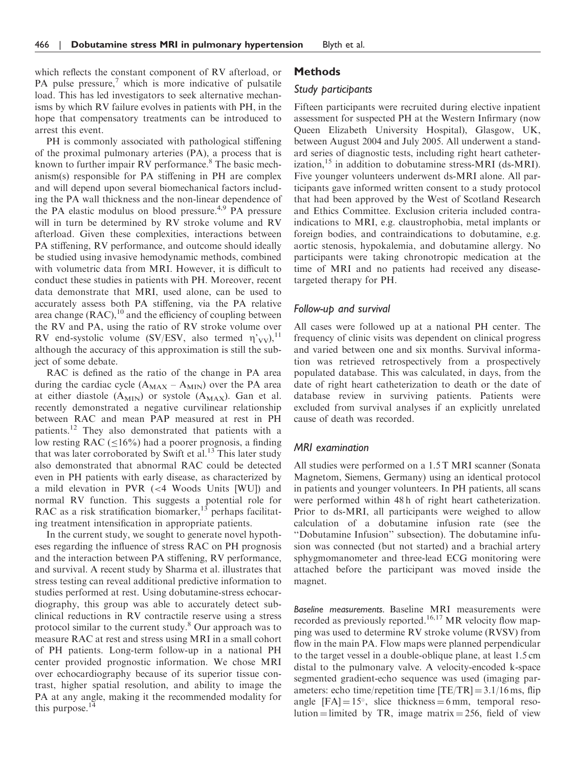which reflects the constant component of RV afterload, or PA pulse pressure,[7] which is more indicative of pulsatile load. This has led investigators to seek alternative mechanisms by which RV failure evolves in patients with PH, in the hope that compensatory treatments can be introduced to arrest this event.

PH is commonly associated with pathological stiffening of the proximal pulmonary arteries (PA), a process that is known to further impair RV performance.[8] The basic mechanism(s) responsible for PA stiffening in PH are complex and will depend upon several biomechanical factors including the PA wall thickness and the non-linear dependence of the PA elastic modulus on blood pressure.[4,9] PA pressure will in turn be determined by RV stroke volume and RV afterload. Given these complexities, interactions between PA stiffening, RV performance, and outcome should ideally be studied using invasive hemodynamic methods, combined with volumetric data from MRI. However, it is difficult to conduct these studies in patients with PH. Moreover, recent data demonstrate that MRI, used alone, can be used to accurately assess both PA stiffening, via the PA relative area change (RAC),[10] and the efficiency of coupling between the RV and PA, using the ratio of RV stroke volume over RV end-systolic volume (SV/ESV, also termed $\eta'_{VV}$),[11] although the accuracy of this approximation is still the subject of some debate.

RAC is defined as the ratio of the change in PA area during the cardiac cycle ($A_{MAX} - A_{MIN}$) over the PA area at either diastole ($A_{MIN}$) or systole ($A_{MAX}$). Gan et al. recently demonstrated a negative curvilinear relationship between RAC and mean PAP measured at rest in PH patients.[12] They also demonstrated that patients with a low resting RAC ($\leq$16%) had a poorer prognosis, a finding that was later corroborated by Swift et al.[13] This later study also demonstrated that abnormal RAC could be detected even in PH patients with early disease, as characterized by a mild elevation in PVR (<4 Woods Units [WU]) and normal RV function. This suggests a potential role for RAC as a risk stratification biomarker,[13] perhaps facilitating treatment intensification in appropriate patients.

In the current study, we sought to generate novel hypotheses regarding the influence of stress RAC on PH prognosis and the interaction between PA stiffening, RV performance, and survival. A recent study by Sharma et al. illustrates that stress testing can reveal additional predictive information to studies performed at rest. Using dobutamine-stress echocardiography, this group was able to accurately detect subclinical reductions in RV contractile reserve using a stress protocol similar to the current study.[8] Our approach was to measure RAC at rest and stress using MRI in a small cohort of PH patients. Long-term follow-up in a national PH center provided prognostic information. We chose MRI over echocardiography because of its superior tissue contrast, higher spatial resolution, and ability to image the PA at any angle, making it the recommended modality for this purpose.[14]

## Methods

### *Study participants*

Fifteen participants were recruited during elective inpatient assessment for suspected PH at the Western Infirmary (now Queen Elizabeth University Hospital), Glasgow, UK, between August 2004 and July 2005. All underwent a standard series of diagnostic tests, including right heart catheterization,[15] in addition to dobutamine stress-MRI (ds-MRI). Five younger volunteers underwent ds-MRI alone. All participants gave informed written consent to a study protocol that had been approved by the West of Scotland Research and Ethics Committee. Exclusion criteria included contraindications to MRI, e.g. claustrophobia, metal implants or foreign bodies, and contraindications to dobutamine, e.g. aortic stenosis, hypokalemia, and dobutamine allergy. No participants were taking chronotropic medication at the time of MRI and no patients had received any disease-targeted therapy for PH.

### *Follow-up and survival*

All cases were followed up at a national PH center. The frequency of clinic visits was dependent on clinical progress and varied between one and six months. Survival information was retrieved retrospectively from a prospectively populated database. This was calculated, in days, from the date of right heart catheterization to death or the date of database review in surviving patients. Patients were excluded from survival analyses if an explicitly unrelated cause of death was recorded.

### *MRI examination*

All studies were performed on a 1.5 T MRI scanner (Sonata Magnetom, Siemens, Germany) using an identical protocol in patients and younger volunteers. In PH patients, all scans were performed within 48 h of right heart catheterization. Prior to ds-MRI, all participants were weighed to allow calculation of a dobutamine infusion rate (see the "Dobutamine Infusion" subsection). The dobutamine infusion was connected (but not started) and a brachial artery sphygmomanometer and three-lead ECG monitoring were attached before the participant was moved inside the magnet.

*Baseline measurements.* Baseline MRI measurements were recorded as previously reported.[16,17] MR velocity flow mapping was used to determine RV stroke volume (RVSV) from flow in the main PA. Flow maps were planned perpendicular to the target vessel in a double-oblique plane, at least 1.5 cm distal to the pulmonary valve. A velocity-encoded k-space segmented gradient-echo sequence was used (imaging parameters: echo time/repetition time [TE/TR] = 3.1/16 ms, flip angle [FA] = 15°, slice thickness = 6 mm, temporal resolution = limited by TR, image matrix = 256, field of view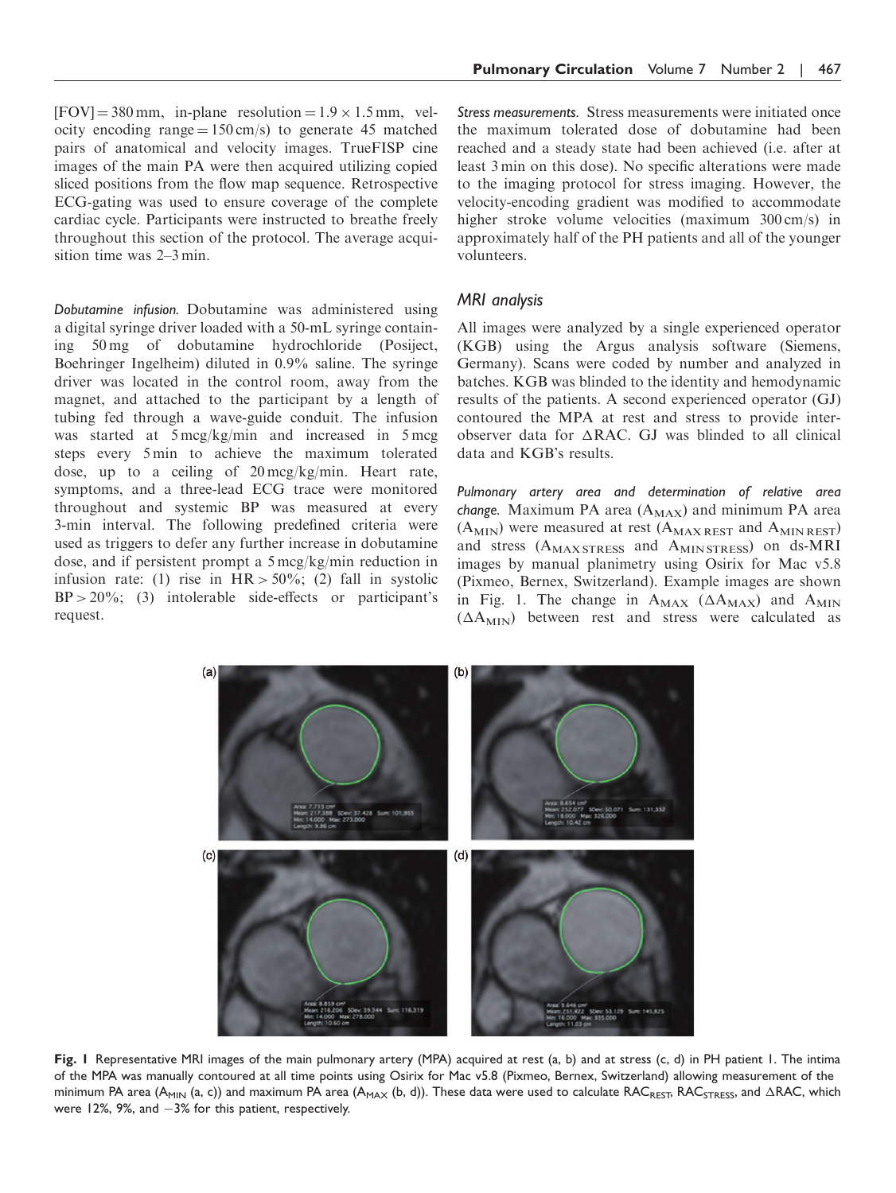[FOV] = 380 mm, in-plane resolution = 1.9 × 1.5 mm, velocity encoding range = 150 cm/s) to generate 45 matched pairs of anatomical and velocity images. TrueFISP cine images of the main PA were then acquired utilizing copied sliced positions from the flow map sequence. Retrospective ECG-gating was used to ensure coverage of the complete cardiac cycle. Participants were instructed to breathe freely throughout this section of the protocol. The average acquisition time was 2–3 min.

*Dobutamine infusion.* Dobutamine was administered using a digital syringe driver loaded with a 50-mL syringe containing 50 mg of dobutamine hydrochloride (Posiject, Boehringer Ingelheim) diluted in 0.9% saline. The syringe driver was located in the control room, away from the magnet, and attached to the participant by a length of tubing fed through a wave-guide conduit. The infusion was started at 5 mcg/kg/min and increased in 5 mcg steps every 5 min to achieve the maximum tolerated dose, up to a ceiling of 20 mcg/kg/min. Heart rate, symptoms, and a three-lead ECG trace were monitored throughout and systemic BP was measured at every 3-min interval. The following predefined criteria were used as triggers to defer any further increase in dobutamine dose, and if persistent prompt a 5 mcg/kg/min reduction in infusion rate: (1) rise in HR > 50%; (2) fall in systolic BP > 20%; (3) intolerable side-effects or participant's request.

*Stress measurements.* Stress measurements were initiated once the maximum tolerated dose of dobutamine had been reached and a steady state had been achieved (i.e. after at least 3 min on this dose). No specific alterations were made to the imaging protocol for stress imaging. However, the velocity-encoding gradient was modified to accommodate higher stroke volume velocities (maximum 300 cm/s) in approximately half of the PH patients and all of the younger volunteers.

## MRI analysis

All images were analyzed by a single experienced operator (KGB) using the Argus analysis software (Siemens, Germany). Scans were coded by number and analyzed in batches. KGB was blinded to the identity and hemodynamic results of the patients. A second experienced operator (GJ) contoured the MPA at rest and stress to provide inter-observer data for ΔRAC. GJ was blinded to all clinical data and KGB's results.

*Pulmonary artery area and determination of relative area change.* Maximum PA area ($A_{MAX}$) and minimum PA area ($A_{MIN}$) were measured at rest ($A_{MAX\,REST}$ and $A_{MIN\,REST}$) and stress ($A_{MAX\,STRESS}$ and $A_{MIN\,STRESS}$) on ds-MRI images by manual planimetry using Osirix for Mac v5.8 (Pixmeo, Bernex, Switzerland). Example images are shown in Fig. 1. The change in $A_{MAX}$ ($\Delta A_{MAX}$) and $A_{MIN}$ ($\Delta A_{MIN}$) between rest and stress were calculated as

**Fig. 1** Representative MRI images of the main pulmonary artery (MPA) acquired at rest (a, b) and at stress (c, d) in PH patient 1. The intima of the MPA was manually contoured at all time points using Osirix for Mac v5.8 (Pixmeo, Bernex, Switzerland) allowing measurement of the minimum PA area ($A_{MIN}$ (a, c)) and maximum PA area ($A_{MAX}$ (b, d)). These data were used to calculate $RAC_{REST}$, $RAC_{STRESS}$, and ΔRAC, which were 12%, 9%, and −3% for this patient, respectively.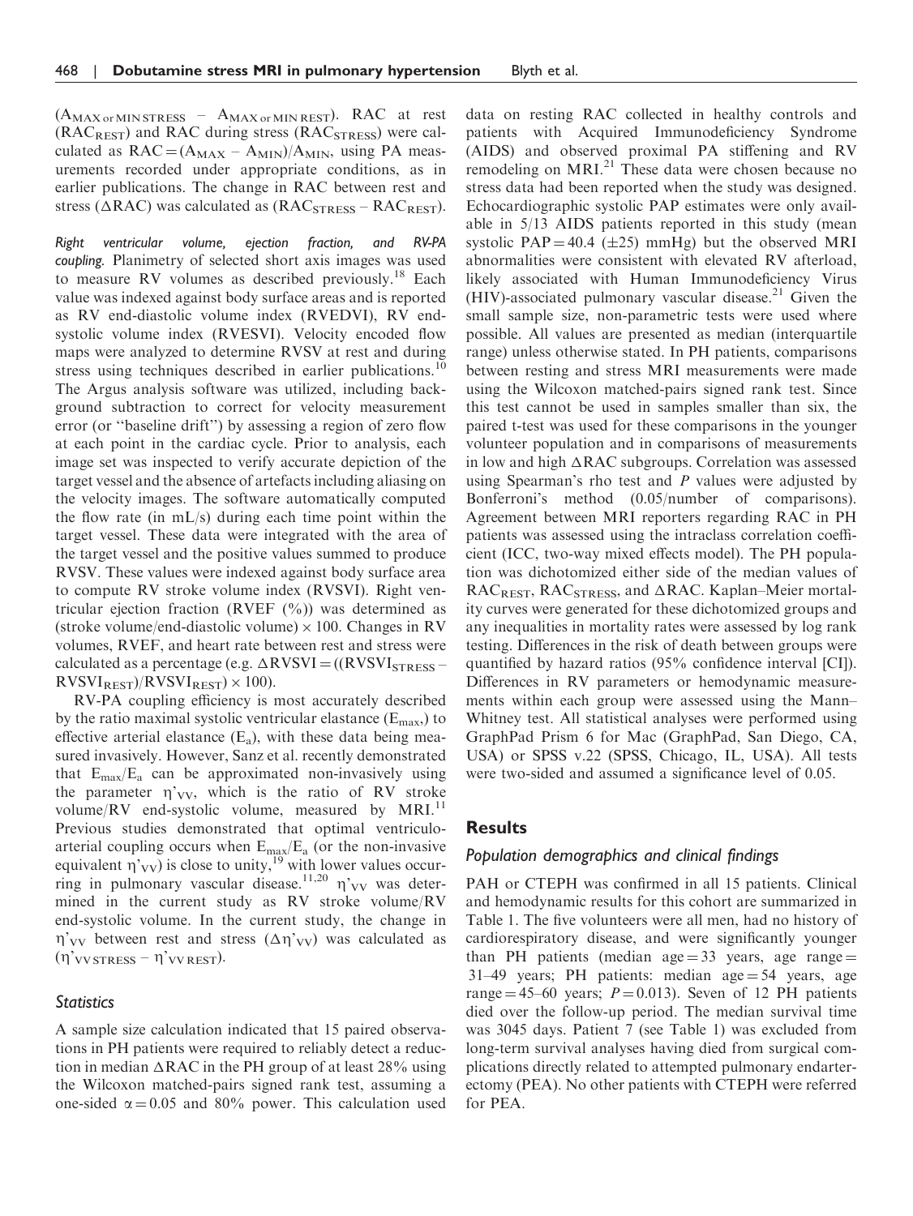($A_{MAX\,or\,MIN\,STRESS}$ – $A_{MAX\,or\,MIN\,REST}$). RAC at rest ($RAC_{REST}$) and RAC during stress ($RAC_{STRESS}$) were calculated as $RAC = (A_{MAX} - A_{MIN})/A_{MIN}$, using PA measurements recorded under appropriate conditions, as in earlier publications. The change in RAC between rest and stress ($\Delta RAC$) was calculated as ($RAC_{STRESS} - RAC_{REST}$).

*Right ventricular volume, ejection fraction, and RV-PA coupling.* Planimetry of selected short axis images was used to measure RV volumes as described previously.[18] Each value was indexed against body surface areas and is reported as RV end-diastolic volume index (RVEDVI), RV end-systolic volume index (RVESVI). Velocity encoded flow maps were analyzed to determine RVSV at rest and during stress using techniques described in earlier publications.[10] The Argus analysis software was utilized, including background subtraction to correct for velocity measurement error (or "baseline drift") by assessing a region of zero flow at each point in the cardiac cycle. Prior to analysis, each image set was inspected to verify accurate depiction of the target vessel and the absence of artefacts including aliasing on the velocity images. The software automatically computed the flow rate (in mL/s) during each time point within the target vessel. These data were integrated with the area of the target vessel and the positive values summed to produce RVSV. These values were indexed against body surface area to compute RV stroke volume index (RVSVI). Right ventricular ejection fraction (RVEF (%)) was determined as (stroke volume/end-diastolic volume) × 100. Changes in RV volumes, RVEF, and heart rate between rest and stress were calculated as a percentage (e.g. $\Delta RVSVI = ((RVSVI_{STRESS} - RVSVI_{REST})/RVSVI_{REST}) \times 100$).

RV-PA coupling efficiency is most accurately described by the ratio maximal systolic ventricular elastance ($E_{max}$,) to effective arterial elastance ($E_a$), with these data being measured invasively. However, Sanz et al. recently demonstrated that $E_{max}/E_a$ can be approximated non-invasively using the parameter $\eta'_{VV}$, which is the ratio of RV stroke volume/RV end-systolic volume, measured by MRI.[11] Previous studies demonstrated that optimal ventriculo-arterial coupling occurs when $E_{max}/E_a$ (or the non-invasive equivalent $\eta'_{VV}$) is close to unity,[19] with lower values occurring in pulmonary vascular disease.[11,20] $\eta'_{VV}$ was determined in the current study as RV stroke volume/RV end-systolic volume. In the current study, the change in $\eta'_{VV}$ between rest and stress ($\Delta\eta'_{VV}$) was calculated as ($\eta'_{VV\,STRESS} - \eta'_{VV\,REST}$).

### Statistics

A sample size calculation indicated that 15 paired observations in PH patients were required to reliably detect a reduction in median $\Delta RAC$ in the PH group of at least 28% using the Wilcoxon matched-pairs signed rank test, assuming a one-sided $\alpha = 0.05$ and 80% power. This calculation used data on resting RAC collected in healthy controls and patients with Acquired Immunodeficiency Syndrome (AIDS) and observed proximal PA stiffening and RV remodeling on MRI.[21] These data were chosen because no stress data had been reported when the study was designed. Echocardiographic systolic PAP estimates were only available in 5/13 AIDS patients reported in this study (mean systolic PAP = 40.4 (±25) mmHg) but the observed MRI abnormalities were consistent with elevated RV afterload, likely associated with Human Immunodeficiency Virus (HIV)-associated pulmonary vascular disease.[21] Given the small sample size, non-parametric tests were used where possible. All values are presented as median (interquartile range) unless otherwise stated. In PH patients, comparisons between resting and stress MRI measurements were made using the Wilcoxon matched-pairs signed rank test. Since this test cannot be used in samples smaller than six, the paired t-test was used for these comparisons in the younger volunteer population and in comparisons of measurements in low and high $\Delta RAC$ subgroups. Correlation was assessed using Spearman's rho test and *P* values were adjusted by Bonferroni's method (0.05/number of comparisons). Agreement between MRI reporters regarding RAC in PH patients was assessed using the intraclass correlation coefficient (ICC, two-way mixed effects model). The PH population was dichotomized either side of the median values of $RAC_{REST}$, $RAC_{STRESS}$, and $\Delta RAC$. Kaplan–Meier mortality curves were generated for these dichotomized groups and any inequalities in mortality rates were assessed by log rank testing. Differences in the risk of death between groups were quantified by hazard ratios (95% confidence interval [CI]). Differences in RV parameters or hemodynamic measurements within each group were assessed using the Mann–Whitney test. All statistical analyses were performed using GraphPad Prism 6 for Mac (GraphPad, San Diego, CA, USA) or SPSS v.22 (SPSS, Chicago, IL, USA). All tests were two-sided and assumed a significance level of 0.05.

## Results

### Population demographics and clinical findings

PAH or CTEPH was confirmed in all 15 patients. Clinical and hemodynamic results for this cohort are summarized in Table 1. The five volunteers were all men, had no history of cardiorespiratory disease, and were significantly younger than PH patients (median age = 33 years, age range = 31–49 years; PH patients: median age = 54 years, age range = 45–60 years; $P = 0.013$). Seven of 12 PH patients died over the follow-up period. The median survival time was 3045 days. Patient 7 (see Table 1) was excluded from long-term survival analyses having died from surgical complications directly related to attempted pulmonary endarterectomy (PEA). No other patients with CTEPH were referred for PEA.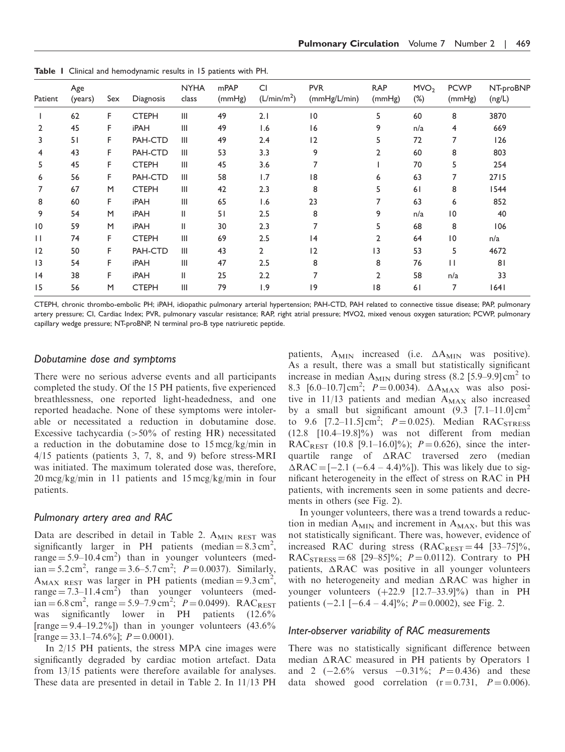**Table 1** Clinical and hemodynamic results in 15 patients with PH.

| Patient | Age (years) | Sex | Diagnosis | NYHA class | mPAP (mmHg) | CI (L/min/m$^2$) | PVR (mmHg/L/min) | RAP (mmHg) | MVO$_2$ (%) | PCWP (mmHg) | NT-proBNP (ng/L) |
|---|---|---|---|---|---|---|---|---|---|---|---|
| 1 | 62 | F | CTEPH | III | 49 | 2.1 | 10 | 5 | 60 | 8 | 3870 |
| 2 | 45 | F | iPAH | III | 49 | 1.6 | 16 | 9 | n/a | 4 | 669 |
| 3 | 51 | F | PAH-CTD | III | 49 | 2.4 | 12 | 5 | 72 | 7 | 126 |
| 4 | 43 | F | PAH-CTD | III | 53 | 3.3 | 9 | 2 | 60 | 8 | 803 |
| 5 | 45 | F | CTEPH | III | 45 | 3.6 | 7 | 1 | 70 | 5 | 254 |
| 6 | 56 | F | PAH-CTD | III | 58 | 1.7 | 18 | 6 | 63 | 7 | 2715 |
| 7 | 67 | M | CTEPH | III | 42 | 2.3 | 8 | 5 | 61 | 8 | 1544 |
| 8 | 60 | F | iPAH | III | 65 | 1.6 | 23 | 7 | 63 | 6 | 852 |
| 9 | 54 | M | iPAH | II | 51 | 2.5 | 8 | 9 | n/a | 10 | 40 |
| 10 | 59 | M | iPAH | II | 30 | 2.3 | 7 | 5 | 68 | 8 | 106 |
| 11 | 74 | F | CTEPH | III | 69 | 2.5 | 14 | 2 | 64 | 10 | n/a |
| 12 | 50 | F | PAH-CTD | III | 43 | 2 | 12 | 13 | 53 | 5 | 4672 |
| 13 | 54 | F | iPAH | III | 47 | 2.5 | 8 | 8 | 76 | 11 | 81 |
| 14 | 38 | F | iPAH | II | 25 | 2.2 | 7 | 2 | 58 | n/a | 33 |
| 15 | 56 | M | CTEPH | III | 79 | 1.9 | 19 | 18 | 61 | 7 | 1641 |

CTEPH, chronic thrombo-embolic PH; iPAH, idiopathic pulmonary arterial hypertension; PAH-CTD, PAH related to connective tissue disease; PAP, pulmonary artery pressure; CI, Cardiac Index; PVR, pulmonary vascular resistance; RAP, right atrial pressure; MVO2, mixed venous oxygen saturation; PCWP, pulmonary capillary wedge pressure; NT-proBNP, N terminal pro-B type natriuretic peptide.

### *Dobutamine dose and symptoms*

There were no serious adverse events and all participants completed the study. Of the 15 PH patients, five experienced breathlessness, one reported light-headedness, and one reported headache. None of these symptoms were intolerable or necessitated a reduction in dobutamine dose. Excessive tachycardia (>50% of resting HR) necessitated a reduction in the dobutamine dose to 15 mcg/kg/min in 4/15 patients (patients 3, 7, 8, and 9) before stress-MRI was initiated. The maximum tolerated dose was, therefore, 20 mcg/kg/min in 11 patients and 15 mcg/kg/min in four patients.

### *Pulmonary artery area and RAC*

Data are described in detail in Table 2. $A_{MIN\ REST}$ was significantly larger in PH patients (median = 8.3 cm$^2$, range = 5.9–10.4 cm$^2$) than in younger volunteers (median = 5.2 cm$^2$, range = 3.6–5.7 cm$^2$; $P = 0.0037$). Similarly, $A_{MAX\ REST}$ was larger in PH patients (median = 9.3 cm$^2$, range = 7.3–11.4 cm$^2$) than younger volunteers (median = 6.8 cm$^2$, range = 5.9–7.9 cm$^2$; $P = 0.0499$). $RAC_{REST}$ was significantly lower in PH patients (12.6% [range = 9.4–19.2%]) than in younger volunteers (43.6% [range = 33.1–74.6%]; $P = 0.0001$).

In 2/15 PH patients, the stress MPA cine images were significantly degraded by cardiac motion artefact. Data from 13/15 patients were therefore available for analyses. These data are presented in detail in Table 2. In 11/13 PH patients, $A_{MIN}$ increased (i.e. $\Delta A_{MIN}$ was positive). As a result, there was a small but statistically significant increase in median $A_{MIN}$ during stress (8.2 [5.9–9.9] cm$^2$ to 8.3 [6.0–10.7] cm$^2$; $P = 0.0034$). $\Delta A_{MAX}$ was also positive in 11/13 patients and median $A_{MAX}$ also increased by a small but significant amount (9.3 [7.1–11.0] cm$^2$ to 9.6 [7.2–11.5] cm$^2$; $P = 0.025$). Median $RAC_{STRESS}$ (12.8 [10.4–19.8]%) was not different from median $RAC_{REST}$ (10.8 [9.1–16.0]%); $P = 0.626$), since the inter-quartile range of $\Delta RAC$ traversed zero (median $\Delta RAC$ = [−2.1 (−6.4 – 4.4)%]). This was likely due to significant heterogeneity in the effect of stress on RAC in PH patients, with increments seen in some patients and decrements in others (see Fig. 2).

In younger volunteers, there was a trend towards a reduction in median $A_{MIN}$ and increment in $A_{MAX}$, but this was not statistically significant. There was, however, evidence of increased RAC during stress ($RAC_{REST}$ = 44 [33–75]%, $RAC_{STRESS}$ = 68 [29–85]%; $P = 0.0112$). Contrary to PH patients, $\Delta RAC$ was positive in all younger volunteers with no heterogeneity and median $\Delta RAC$ was higher in younger volunteers (+22.9 [12.7–33.9]%) than in PH patients (−2.1 [−6.4 – 4.4]%; $P = 0.0002$), see Fig. 2.

### *Inter-observer variability of RAC measurements*

There was no statistically significant difference between median $\Delta RAC$ measured in PH patients by Operators 1 and 2 (−2.6% versus −0.31%; $P = 0.436$) and these data showed good correlation ($r = 0.731$, $P = 0.006$).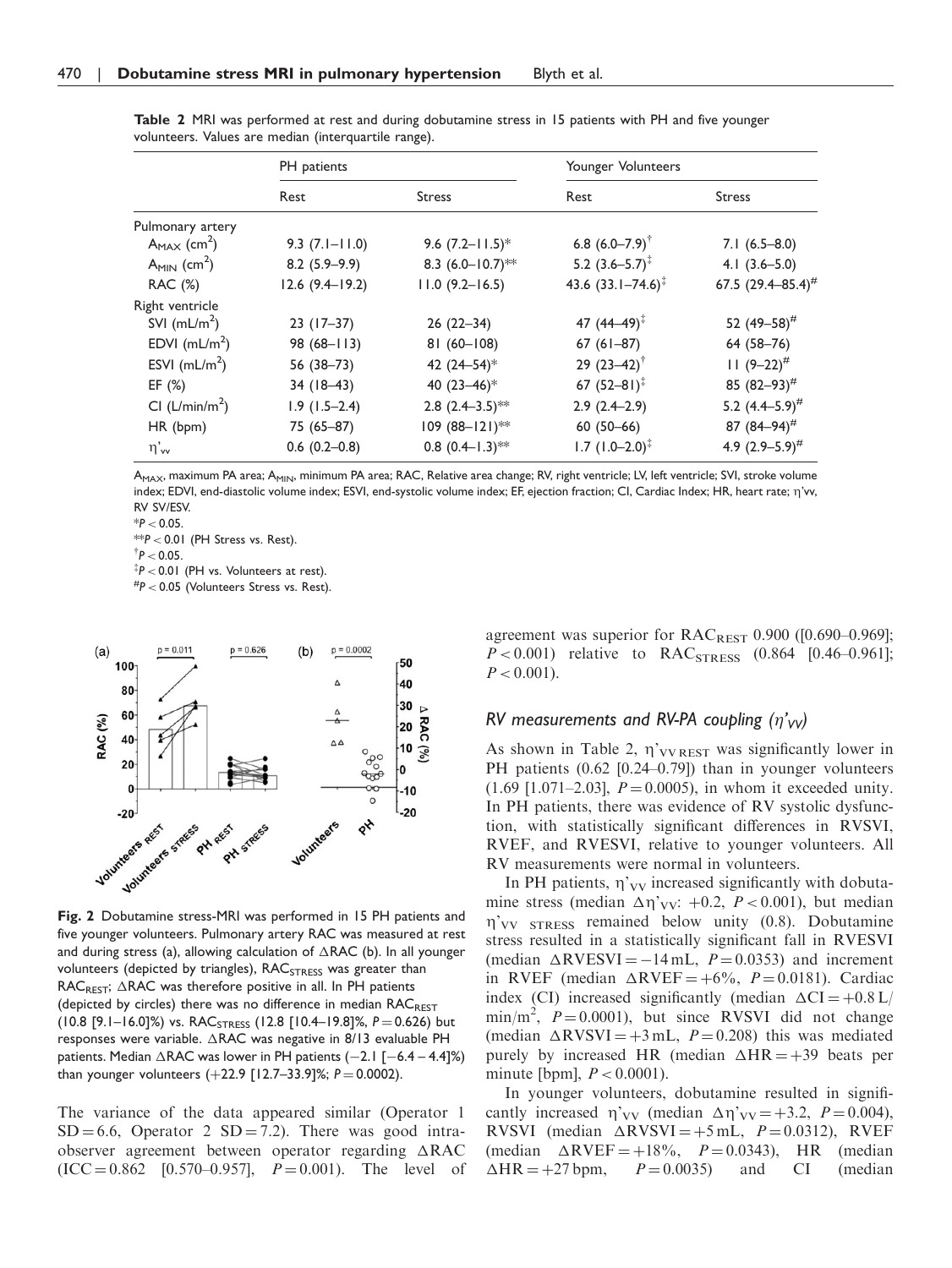**Table 2** MRI was performed at rest and during dobutamine stress in 15 patients with PH and five younger volunteers. Values are median (interquartile range).

| | PH patients | | Younger Volunteers | |
|---|---|---|---|---|
| | Rest | Stress | Rest | Stress |
| Pulmonary artery | | | | |
| $A_{MAX}$ ($cm^2$) | 9.3 (7.1–11.0) | 9.6 (7.2–11.5)* | 6.8 (6.0–7.9)† | 7.1 (6.5–8.0) |
| $A_{MIN}$ ($cm^2$) | 8.2 (5.9–9.9) | 8.3 (6.0–10.7)** | 5.2 (3.6–5.7)‡ | 4.1 (3.6–5.0) |
| RAC (%) | 12.6 (9.4–19.2) | 11.0 (9.2–16.5) | 43.6 (33.1–74.6)‡ | 67.5 (29.4–85.4)# |
| Right ventricle | | | | |
| SVI ($mL/m^2$) | 23 (17–37) | 26 (22–34) | 47 (44–49)‡ | 52 (49–58)# |
| EDVI ($mL/m^2$) | 98 (68–113) | 81 (60–108) | 67 (61–87) | 64 (58–76) |
| ESVI ($mL/m^2$) | 56 (38–73) | 42 (24–54)* | 29 (23–42)† | 11 (9–22)# |
| EF (%) | 34 (18–43) | 40 (23–46)* | 67 (52–81)‡ | 85 (82–93)# |
| CI ($L/min/m^2$) | 1.9 (1.5–2.4) | 2.8 (2.4–3.5)** | 2.9 (2.4–2.9) | 5.2 (4.4–5.9)# |
| HR (bpm) | 75 (65–87) | 109 (88–121)** | 60 (50–66) | 87 (84–94)# |
| $\eta'_{vv}$ | 0.6 (0.2–0.8) | 0.8 (0.4–1.3)** | 1.7 (1.0–2.0)‡ | 4.9 (2.9–5.9)# |

$A_{MAX}$, maximum PA area; $A_{MIN}$, minimum PA area; RAC, Relative area change; RV, right ventricle; LV, left ventricle; SVI, stroke volume index; EDVI, end-diastolic volume index; ESVI, end-systolic volume index; EF, ejection fraction; CI, Cardiac Index; HR, heart rate; $\eta'_{vv}$, RV SV/ESV.

*$P < 0.05$.
**$P < 0.01$ (PH Stress vs. Rest).
†$P < 0.05$.
‡$P < 0.01$ (PH vs. Volunteers at rest).
#$P < 0.05$ (Volunteers Stress vs. Rest).

**Fig. 2** Dobutamine stress-MRI was performed in 15 PH patients and five younger volunteers. Pulmonary artery RAC was measured at rest and during stress (a), allowing calculation of ΔRAC (b). In all younger volunteers (depicted by triangles), $RAC_{STRESS}$ was greater than $RAC_{REST}$; ΔRAC was therefore positive in all. In PH patients (depicted by circles) there was no difference in median $RAC_{REST}$ (10.8 [9.1–16.0]%) vs. $RAC_{STRESS}$ (12.8 [10.4–19.8]%, $P = 0.626$) but responses were variable. ΔRAC was negative in 8/13 evaluable PH patients. Median ΔRAC was lower in PH patients (−2.1 [−6.4 – 4.4]%) than younger volunteers (+22.9 [12.7–33.9]%; $P = 0.0002$).

The variance of the data appeared similar (Operator 1 SD = 6.6, Operator 2 SD = 7.2). There was good intra-observer agreement between operator regarding ΔRAC (ICC = 0.862 [0.570–0.957], $P = 0.001$). The level of agreement was superior for $RAC_{REST}$ 0.900 ([0.690–0.969]; $P < 0.001$) relative to $RAC_{STRESS}$ (0.864 [0.46–0.961]; $P < 0.001$).

## RV measurements and RV-PA coupling ($\eta'_{VV}$)

As shown in Table 2, $\eta'_{VV\,REST}$ was significantly lower in PH patients (0.62 [0.24–0.79]) than in younger volunteers (1.69 [1.071–2.03], $P = 0.0005$), in whom it exceeded unity. In PH patients, there was evidence of RV systolic dysfunction, with statistically significant differences in RVSVI, RVEF, and RVESVI, relative to younger volunteers. All RV measurements were normal in volunteers.

In PH patients, $\eta'_{VV}$ increased significantly with dobutamine stress (median $\Delta\eta'_{VV}$: +0.2, $P < 0.001$), but median $\eta'_{VV\ STRESS}$ remained below unity (0.8). Dobutamine stress resulted in a statistically significant fall in RVESVI (median ΔRVESVI = −14 mL, $P = 0.0353$) and increment in RVEF (median ΔRVEF = +6%, $P = 0.0181$). Cardiac index (CI) increased significantly (median ΔCI = +0.8 L/min/$m^2$, $P = 0.0001$), but since RVSVI did not change (median ΔRVSVI = +3 mL, $P = 0.208$) this was mediated purely by increased HR (median ΔHR = +39 beats per minute [bpm], $P < 0.0001$).

In younger volunteers, dobutamine resulted in significantly increased $\eta'_{VV}$ (median $\Delta\eta'_{VV}$ = +3.2, $P = 0.004$), RVSVI (median ΔRVSVI = +5 mL, $P = 0.0312$), RVEF (median ΔRVEF = +18%, $P = 0.0343$), HR (median ΔHR = +27 bpm, $P = 0.0035$) and CI (median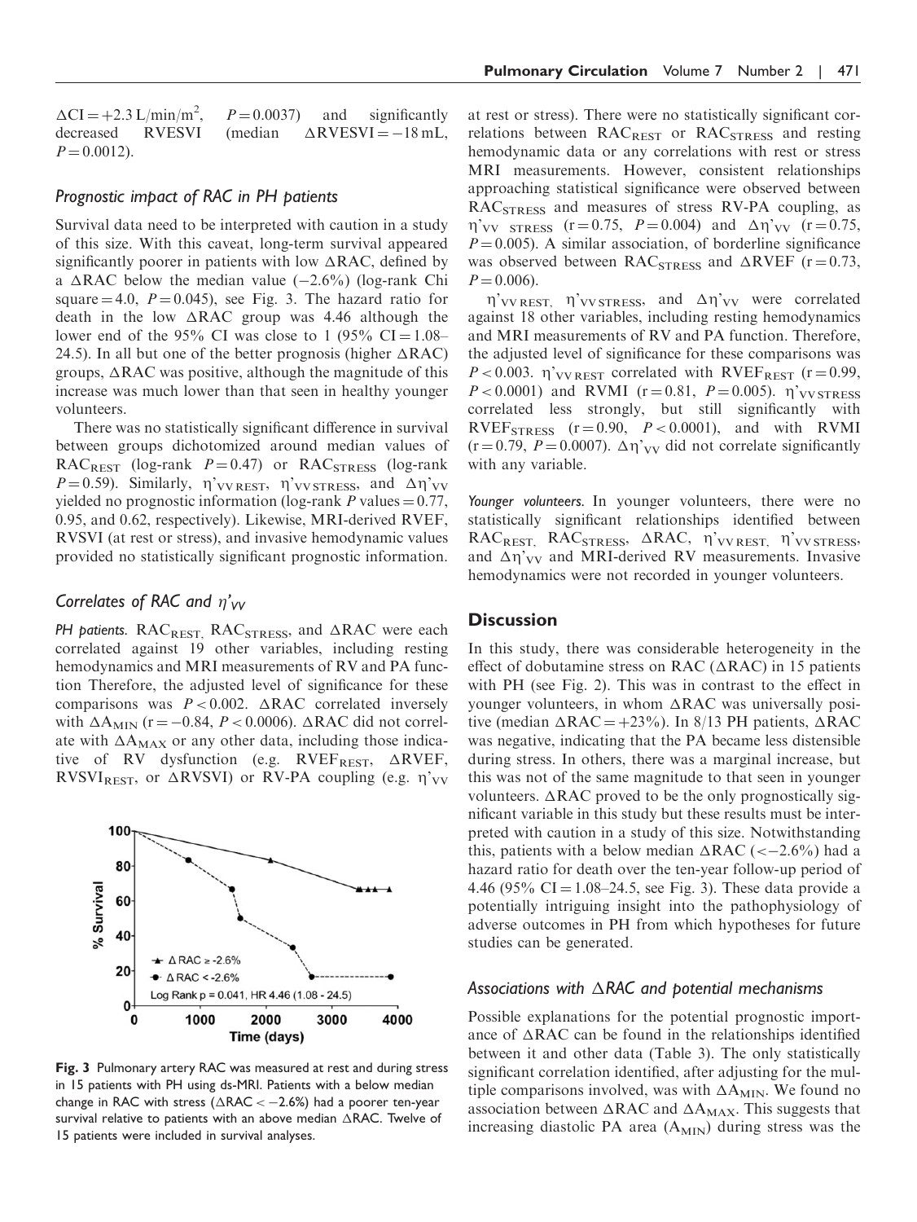$\Delta CI = +2.3\ L/min/m^2$, $P = 0.0037$) and significantly decreased RVESVI (median $\Delta RVESVI = -18$ mL, $P = 0.0012$).

### Prognostic impact of RAC in PH patients

Survival data need to be interpreted with caution in a study of this size. With this caveat, long-term survival appeared significantly poorer in patients with low $\Delta RAC$, defined by a $\Delta RAC$ below the median value ($-2.6\%$) (log-rank Chi square $= 4.0$, $P = 0.045$), see Fig. 3. The hazard ratio for death in the low $\Delta RAC$ group was 4.46 although the lower end of the 95% CI was close to 1 (95% CI $= 1.08$–$24.5$). In all but one of the better prognosis (higher $\Delta RAC$) groups, $\Delta RAC$ was positive, although the magnitude of this increase was much lower than that seen in healthy younger volunteers.

There was no statistically significant difference in survival between groups dichotomized around median values of $RAC_{REST}$ (log-rank $P = 0.47$) or $RAC_{STRESS}$ (log-rank $P = 0.59$). Similarly, $\eta'_{VV\,REST}$, $\eta'_{VV\,STRESS}$, and $\Delta\eta'_{VV}$ yielded no prognostic information (log-rank $P$ values $= 0.77$, 0.95, and 0.62, respectively). Likewise, MRI-derived RVEF, RVSVI (at rest or stress), and invasive hemodynamic values provided no statistically significant prognostic information.

### Correlates of RAC and $\eta'_{VV}$

*PH patients.* $RAC_{REST}$, $RAC_{STRESS}$, and $\Delta RAC$ were each correlated against 19 other variables, including resting hemodynamics and MRI measurements of RV and PA function Therefore, the adjusted level of significance for these comparisons was $P < 0.002$. $\Delta RAC$ correlated inversely with $\Delta A_{MIN}$ ($r = -0.84$, $P < 0.0006$). $\Delta RAC$ did not correlate with $\Delta A_{MAX}$ or any other data, including those indicative of RV dysfunction (e.g. $RVEF_{REST}$, $\Delta RVEF$, $RVSVI_{REST}$, or $\Delta RVSVI$) or RV-PA coupling (e.g. $\eta'_{VV}$ at rest or stress). There were no statistically significant correlations between $RAC_{REST}$ or $RAC_{STRESS}$ and resting hemodynamic data or any correlations with rest or stress MRI measurements. However, consistent relationships approaching statistical significance were observed between $RAC_{STRESS}$ and measures of stress RV-PA coupling, as $\eta'_{VV\ STRESS}$ ($r = 0.75$, $P = 0.004$) and $\Delta\eta'_{VV}$ ($r = 0.75$, $P = 0.005$). A similar association, of borderline significance was observed between $RAC_{STRESS}$ and $\Delta RVEF$ ($r = 0.73$, $P = 0.006$).

$\eta'_{VV\,REST}$, $\eta'_{VV\,STRESS}$, and $\Delta\eta'_{VV}$ were correlated against 18 other variables, including resting hemodynamics and MRI measurements of RV and PA function. Therefore, the adjusted level of significance for these comparisons was $P < 0.003$. $\eta'_{VV\,REST}$ correlated with $RVEF_{REST}$ ($r = 0.99$, $P < 0.0001$) and RVMI ($r = 0.81$, $P = 0.005$). $\eta'_{VV\,STRESS}$ correlated less strongly, but still significantly with $RVEF_{STRESS}$ ($r = 0.90$, $P < 0.0001$), and with RVMI ($r = 0.79$, $P = 0.0007$). $\Delta\eta'_{VV}$ did not correlate significantly with any variable.

*Younger volunteers.* In younger volunteers, there were no statistically significant relationships identified between $RAC_{REST}$, $RAC_{STRESS}$, $\Delta RAC$, $\eta'_{VV\,REST}$, $\eta'_{VV\,STRESS}$, and $\Delta\eta'_{VV}$ and MRI-derived RV measurements. Invasive hemodynamics were not recorded in younger volunteers.

**Fig. 3** Pulmonary artery RAC was measured at rest and during stress in 15 patients with PH using ds-MRI. Patients with a below median change in RAC with stress ($\Delta RAC < -2.6\%$) had a poorer ten-year survival relative to patients with an above median $\Delta RAC$. Twelve of 15 patients were included in survival analyses.

## Discussion

In this study, there was considerable heterogeneity in the effect of dobutamine stress on RAC ($\Delta RAC$) in 15 patients with PH (see Fig. 2). This was in contrast to the effect in younger volunteers, in whom $\Delta RAC$ was universally positive (median $\Delta RAC = +23\%$). In 8/13 PH patients, $\Delta RAC$ was negative, indicating that the PA became less distensible during stress. In others, there was a marginal increase, but this was not of the same magnitude to that seen in younger volunteers. $\Delta RAC$ proved to be the only prognostically significant variable in this study but these results must be interpreted with caution in a study of this size. Notwithstanding this, patients with a below median $\Delta RAC$ ($< -2.6\%$) had a hazard ratio for death over the ten-year follow-up period of 4.46 (95% CI $= 1.08$–$24.5$, see Fig. 3). These data provide a potentially intriguing insight into the pathophysiology of adverse outcomes in PH from which hypotheses for future studies can be generated.

### Associations with $\Delta RAC$ and potential mechanisms

Possible explanations for the potential prognostic importance of $\Delta RAC$ can be found in the relationships identified between it and other data (Table 3). The only statistically significant correlation identified, after adjusting for the multiple comparisons involved, was with $\Delta A_{MIN}$. We found no association between $\Delta RAC$ and $\Delta A_{MAX}$. This suggests that increasing diastolic PA area ($A_{MIN}$) during stress was the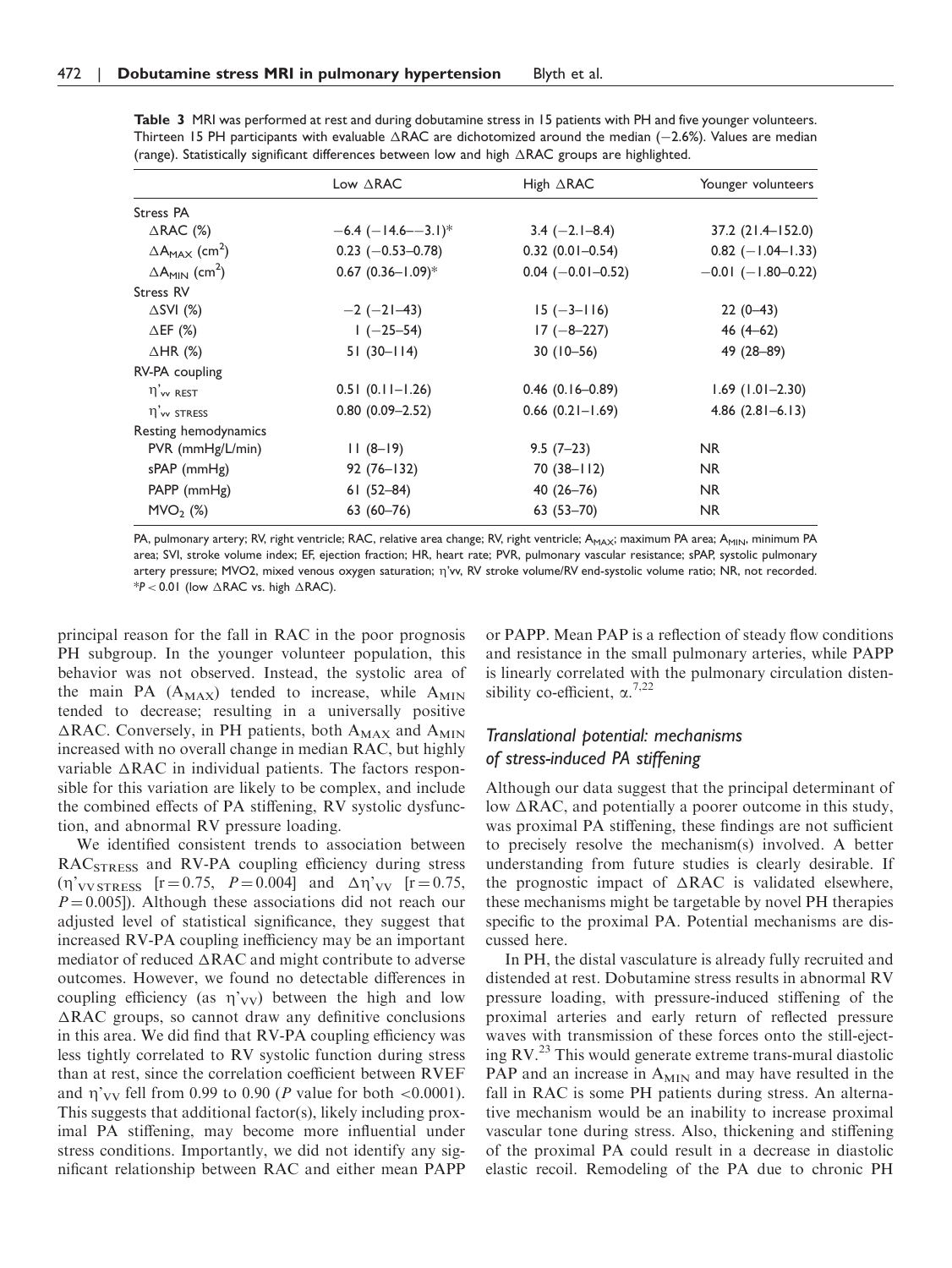**Table 3** MRI was performed at rest and during dobutamine stress in 15 patients with PH and five younger volunteers. Thirteen 15 PH participants with evaluable ΔRAC are dichotomized around the median (−2.6%). Values are median (range). Statistically significant differences between low and high ΔRAC groups are highlighted.

| | Low ΔRAC | High ΔRAC | Younger volunteers |
|---|---|---|---|
| Stress PA | | | |
| ΔRAC (%) | −6.4 (−14.6–−3.1)* | 3.4 (−2.1–8.4) | 37.2 (21.4–152.0) |
| $\Delta A_{MAX}$ (cm$^2$) | 0.23 (−0.53–0.78) | 0.32 (0.01–0.54) | 0.82 (−1.04–1.33) |
| $\Delta A_{MIN}$ (cm$^2$) | 0.67 (0.36–1.09)* | 0.04 (−0.01–0.52) | −0.01 (−1.80–0.22) |
| Stress RV | | | |
| ΔSVI (%) | −2 (−21–43) | 15 (−3–116) | 22 (0–43) |
| ΔEF (%) | 1 (−25–54) | 17 (−8–227) | 46 (4–62) |
| ΔHR (%) | 51 (30–114) | 30 (10–56) | 49 (28–89) |
| RV-PA coupling | | | |
| $\eta'_{vv\ REST}$ | 0.51 (0.11–1.26) | 0.46 (0.16–0.89) | 1.69 (1.01–2.30) |
| $\eta'_{vv\ STRESS}$ | 0.80 (0.09–2.52) | 0.66 (0.21–1.69) | 4.86 (2.81–6.13) |
| Resting hemodynamics | | | |
| PVR (mmHg/L/min) | 11 (8–19) | 9.5 (7–23) | NR |
| sPAP (mmHg) | 92 (76–132) | 70 (38–112) | NR |
| PAPP (mmHg) | 61 (52–84) | 40 (26–76) | NR |
| $MVO_2$ (%) | 63 (60–76) | 63 (53–70) | NR |

PA, pulmonary artery; RV, right ventricle; RAC, relative area change; RV, right ventricle; $A_{MAX}$; maximum PA area; $A_{MIN}$, minimum PA area; SVI, stroke volume index; EF, ejection fraction; HR, heart rate; PVR, pulmonary vascular resistance; sPAP, systolic pulmonary artery pressure; MVO2, mixed venous oxygen saturation; η'vv, RV stroke volume/RV end-systolic volume ratio; NR, not recorded. *$P < 0.01$ (low ΔRAC vs. high ΔRAC).

principal reason for the fall in RAC in the poor prognosis PH subgroup. In the younger volunteer population, this behavior was not observed. Instead, the systolic area of the main PA ($A_{MAX}$) tended to increase, while $A_{MIN}$ tended to decrease; resulting in a universally positive ΔRAC. Conversely, in PH patients, both $A_{MAX}$ and $A_{MIN}$ increased with no overall change in median RAC, but highly variable ΔRAC in individual patients. The factors responsible for this variation are likely to be complex, and include the combined effects of PA stiffening, RV systolic dysfunction, and abnormal RV pressure loading.

We identified consistent trends to association between $RAC_{STRESS}$ and RV-PA coupling efficiency during stress ($\eta'_{VV\,STRESS}$ [$r = 0.75$, $P = 0.004$] and $\Delta\eta'_{VV}$ [$r = 0.75$, $P = 0.005$]). Although these associations did not reach our adjusted level of statistical significance, they suggest that increased RV-PA coupling inefficiency may be an important mediator of reduced ΔRAC and might contribute to adverse outcomes. However, we found no detectable differences in coupling efficiency (as $\eta'_{VV}$) between the high and low ΔRAC groups, so cannot draw any definitive conclusions in this area. We did find that RV-PA coupling efficiency was less tightly correlated to RV systolic function during stress than at rest, since the correlation coefficient between RVEF and $\eta'_{VV}$ fell from 0.99 to 0.90 ($P$ value for both $<0.0001$). This suggests that additional factor(s), likely including proximal PA stiffening, may become more influential under stress conditions. Importantly, we did not identify any significant relationship between RAC and either mean PAPP or PAPP. Mean PAP is a reflection of steady flow conditions and resistance in the small pulmonary arteries, while PAPP is linearly correlated with the pulmonary circulation distensibility co-efficient, α.[7,22]

### *Translational potential: mechanisms of stress-induced PA stiffening*

Although our data suggest that the principal determinant of low ΔRAC, and potentially a poorer outcome in this study, was proximal PA stiffening, these findings are not sufficient to precisely resolve the mechanism(s) involved. A better understanding from future studies is clearly desirable. If the prognostic impact of ΔRAC is validated elsewhere, these mechanisms might be targetable by novel PH therapies specific to the proximal PA. Potential mechanisms are discussed here.

In PH, the distal vasculature is already fully recruited and distended at rest. Dobutamine stress results in abnormal RV pressure loading, with pressure-induced stiffening of the proximal arteries and early return of reflected pressure waves with transmission of these forces onto the still-ejecting RV.[23] This would generate extreme trans-mural diastolic PAP and an increase in $A_{MIN}$ and may have resulted in the fall in RAC is some PH patients during stress. An alternative mechanism would be an inability to increase proximal vascular tone during stress. Also, thickening and stiffening of the proximal PA could result in a decrease in diastolic elastic recoil. Remodeling of the PA due to chronic PH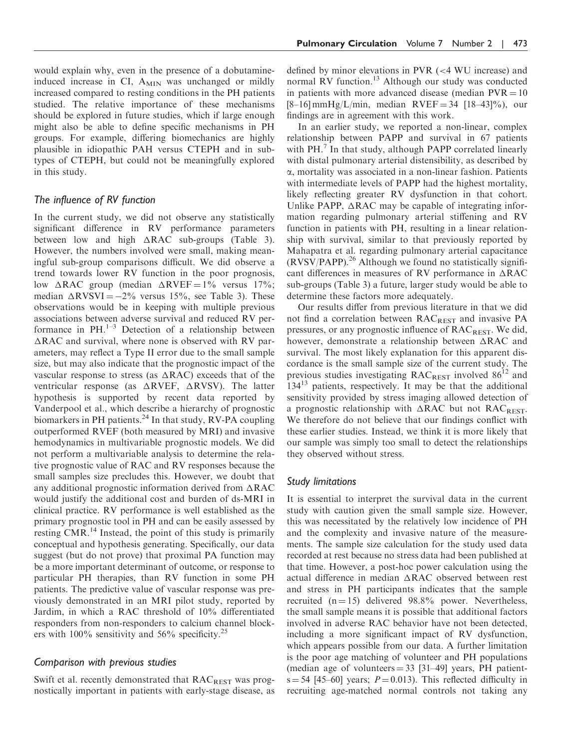would explain why, even in the presence of a dobutamine-induced increase in CI, $A_{MIN}$ was unchanged or mildly increased compared to resting conditions in the PH patients studied. The relative importance of these mechanisms should be explored in future studies, which if large enough might also be able to define specific mechanisms in PH groups. For example, differing biomechanics are highly plausible in idiopathic PAH versus CTEPH and in subtypes of CTEPH, but could not be meaningfully explored in this study.

### The influence of RV function

In the current study, we did not observe any statistically significant difference in RV performance parameters between low and high ΔRAC sub-groups (Table 3). However, the numbers involved were small, making meaningful sub-group comparisons difficult. We did observe a trend towards lower RV function in the poor prognosis, low ΔRAC group (median ΔRVEF = 1% versus 17%; median ΔRVSVI = −2% versus 15%, see Table 3). These observations would be in keeping with multiple previous associations between adverse survival and reduced RV performance in PH.[1–3] Detection of a relationship between ΔRAC and survival, where none is observed with RV parameters, may reflect a Type II error due to the small sample size, but may also indicate that the prognostic impact of the vascular response to stress (as ΔRAC) exceeds that of the ventricular response (as ΔRVEF, ΔRVSV). The latter hypothesis is supported by recent data reported by Vanderpool et al., which describe a hierarchy of prognostic biomarkers in PH patients.[24] In that study, RV-PA coupling outperformed RVEF (both measured by MRI) and invasive hemodynamics in multivariable prognostic models. We did not perform a multivariable analysis to determine the relative prognostic value of RAC and RV responses because the small samples size precludes this. However, we doubt that any additional prognostic information derived from ΔRAC would justify the additional cost and burden of ds-MRI in clinical practice. RV performance is well established as the primary prognostic tool in PH and can be easily assessed by resting CMR.[14] Instead, the point of this study is primarily conceptual and hypothesis generating. Specifically, our data suggest (but do not prove) that proximal PA function may be a more important determinant of outcome, or response to particular PH therapies, than RV function in some PH patients. The predictive value of vascular response was previously demonstrated in an MRI pilot study, reported by Jardim, in which a RAC threshold of 10% differentiated responders from non-responders to calcium channel blockers with 100% sensitivity and 56% specificity.[25]

### Comparison with previous studies

Swift et al. recently demonstrated that $RAC_{REST}$ was prognostically important in patients with early-stage disease, as defined by minor elevations in PVR (<4 WU increase) and normal RV function.[13] Although our study was conducted in patients with more advanced disease (median PVR = 10 [8–16] mmHg/L/min, median RVEF = 34 [18–43]%), our findings are in agreement with this work.

In an earlier study, we reported a non-linear, complex relationship between PAPP and survival in 67 patients with PH.[7] In that study, although PAPP correlated linearly with distal pulmonary arterial distensibility, as described by α, mortality was associated in a non-linear fashion. Patients with intermediate levels of PAPP had the highest mortality, likely reflecting greater RV dysfunction in that cohort. Unlike PAPP, ΔRAC may be capable of integrating information regarding pulmonary arterial stiffening and RV function in patients with PH, resulting in a linear relationship with survival, similar to that previously reported by Mahapatra et al. regarding pulmonary arterial capacitance (RVSV/PAPP).[26] Although we found no statistically significant differences in measures of RV performance in ΔRAC sub-groups (Table 3) a future, larger study would be able to determine these factors more adequately.

Our results differ from previous literature in that we did not find a correlation between $RAC_{REST}$ and invasive PA pressures, or any prognostic influence of $RAC_{REST}$. We did, however, demonstrate a relationship between ΔRAC and survival. The most likely explanation for this apparent discordance is the small sample size of the current study. The previous studies investigating $RAC_{REST}$ involved 86[12] and 134[13] patients, respectively. It may be that the additional sensitivity provided by stress imaging allowed detection of a prognostic relationship with ΔRAC but not $RAC_{REST}$. We therefore do not believe that our findings conflict with these earlier studies. Instead, we think it is more likely that our sample was simply too small to detect the relationships they observed without stress.

### Study limitations

It is essential to interpret the survival data in the current study with caution given the small sample size. However, this was necessitated by the relatively low incidence of PH and the complexity and invasive nature of the measurements. The sample size calculation for the study used data recorded at rest because no stress data had been published at that time. However, a post-hoc power calculation using the actual difference in median ΔRAC observed between rest and stress in PH participants indicates that the sample recruited (n = 15) delivered 98.8% power. Nevertheless, the small sample means it is possible that additional factors involved in adverse RAC behavior have not been detected, including a more significant impact of RV dysfunction, which appears possible from our data. A further limitation is the poor age matching of volunteer and PH populations (median age of volunteers = 33 [31–49] years, PH patients = 54 [45–60] years; $P = 0.013$). This reflected difficulty in recruiting age-matched normal controls not taking any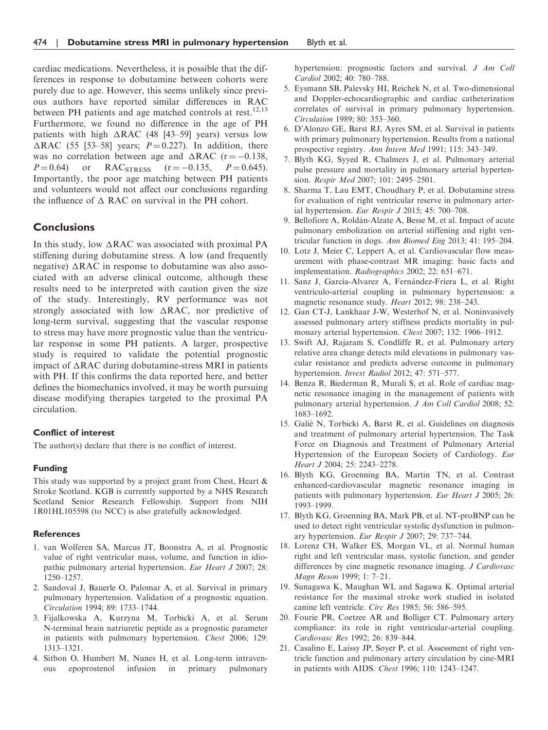cardiac medications. Nevertheless, it is possible that the differences in response to dobutamine between cohorts were purely due to age. However, this seems unlikely since previous authors have reported similar differences in RAC between PH patients and age matched controls at rest.[12,13] Furthermore, we found no difference in the age of PH patients with high $\Delta$RAC (48 [43–59] years) versus low $\Delta$RAC (55 [53–58] years; $P = 0.227$). In addition, there was no correlation between age and $\Delta$RAC ($r = -0.138$, $P = 0.64$) or $RAC_{STRESS}$ ($r = -0.135$, $P = 0.645$). Importantly, the poor age matching between PH patients and volunteers would not affect our conclusions regarding the influence of $\Delta$ RAC on survival in the PH cohort.

## Conclusions

In this study, low $\Delta$RAC was associated with proximal PA stiffening during dobutamine stress. A low (and frequently negative) $\Delta$RAC in response to dobutamine was also associated with an adverse clinical outcome, although these results need to be interpreted with caution given the size of the study. Interestingly, RV performance was not strongly associated with low $\Delta$RAC, nor predictive of long-term survival, suggesting that the vascular response to stress may have more prognostic value than the ventricular response in some PH patients. A larger, prospective study is required to validate the potential prognostic impact of $\Delta$RAC during dobutamine-stress MRI in patients with PH. If this confirms the data reported here, and better defines the biomechanics involved, it may be worth pursuing disease modifying therapies targeted to the proximal PA circulation.

### Conflict of interest

The author(s) declare that there is no conflict of interest.

### Funding

This study was supported by a project grant from Chest, Heart & Stroke Scotland. KGB is currently supported by a NHS Research Scotland Senior Research Fellowship. Support from NIH 1R01HL105598 (to NCC) is also gratefully acknowledged.

### References

1. van Wolferen SA, Marcus JT, Boonstra A, et al. Prognostic value of right ventricular mass, volume, and function in idiopathic pulmonary arterial hypertension. *Eur Heart J* 2007; 28: 1250–1257.
2. Sandoval J, Bauerle O, Palomar A, et al. Survival in primary pulmonary hypertension. Validation of a prognostic equation. *Circulation* 1994; 89: 1733–1744.
3. Fijalkowska A, Kurzyna M, Torbicki A, et al. Serum N-terminal brain natriuretic peptide as a prognostic parameter in patients with pulmonary hypertension. *Chest* 2006; 129: 1313–1321.
4. Sitbon O, Humbert M, Nunes H, et al. Long-term intravenous epoprostenol infusion in primary pulmonary hypertension: prognostic factors and survival. *J Am Coll Cardiol* 2002; 40: 780–788.
5. Eysmann SB, Palevsky HI, Reichek N, et al. Two-dimensional and Doppler-echocardiographic and cardiac catheterization correlates of survival in primary pulmonary hypertension. *Circulation* 1989; 80: 353–360.
6. D'Alonzo GE, Barst RJ, Ayres SM, et al. Survival in patients with primary pulmonary hypertension. Results from a national prospective registry. *Ann Intern Med* 1991; 115: 343–349.
7. Blyth KG, Syyed R, Chalmers J, et al. Pulmonary arterial pulse pressure and mortality in pulmonary arterial hypertension. *Respir Med* 2007; 101: 2495–2501.
8. Sharma T, Lau EMT, Choudhary P, et al. Dobutamine stress for evaluation of right ventricular reserve in pulmonary arterial hypertension. *Eur Respir J* 2015; 45: 700–708.
9. Bellofiore A, Roldán-Alzate A, Besse M, et al. Impact of acute pulmonary embolization on arterial stiffening and right ventricular function in dogs. *Ann Biomed Eng* 2013; 41: 195–204.
10. Lotz J, Meier C, Leppert A, et al. Cardiovascular flow measurement with phase-contrast MR imaging: basic facts and implementation. *Radiographics* 2002; 22: 651–671.
11. Sanz J, García-Alvarez A, Fernández-Friera L, et al. Right ventriculo-arterial coupling in pulmonary hypertension: a magnetic resonance study. *Heart* 2012; 98: 238–243.
12. Gan CT-J, Lankhaar J-W, Westerhof N, et al. Noninvasively assessed pulmonary artery stiffness predicts mortality in pulmonary arterial hypertension. *Chest* 2007; 132: 1906–1912.
13. Swift AJ, Rajaram S, Condliffe R, et al. Pulmonary artery relative area change detects mild elevations in pulmonary vascular resistance and predicts adverse outcome in pulmonary hypertension. *Invest Radiol* 2012; 47: 571–577.
14. Benza R, Biederman R, Murali S, et al. Role of cardiac magnetic resonance imaging in the management of patients with pulmonary arterial hypertension. *J Am Coll Cardiol* 2008; 52: 1683–1692.
15. Galiè N, Torbicki A, Barst R, et al. Guidelines on diagnosis and treatment of pulmonary arterial hypertension. The Task Force on Diagnosis and Treatment of Pulmonary Arterial Hypertension of the European Society of Cardiology. *Eur Heart J* 2004; 25: 2243–2278.
16. Blyth KG, Groenning BA, Martin TN, et al. Contrast enhanced-cardiovascular magnetic resonance imaging in patients with pulmonary hypertension. *Eur Heart J* 2005; 26: 1993–1999.
17. Blyth KG, Groenning BA, Mark PB, et al. NT-proBNP can be used to detect right ventricular systolic dysfunction in pulmonary hypertension. *Eur Respir J* 2007; 29: 737–744.
18. Lorenz CH, Walker ES, Morgan VL, et al. Normal human right and left ventricular mass, systolic function, and gender differences by cine magnetic resonance imaging. *J Cardiovasc Magn Reson* 1999; 1: 7–21.
19. Sunagawa K, Maughan WL and Sagawa K. Optimal arterial resistance for the maximal stroke work studied in isolated canine left ventricle. *Circ Res* 1985; 56: 586–595.
20. Fourie PR, Coetzee AR and Bolliger CT. Pulmonary artery compliance: its role in right ventricular-arterial coupling. *Cardiovasc Res* 1992; 26: 839–844.
21. Casalino E, Laissy JP, Soyer P, et al. Assessment of right ventricle function and pulmonary artery circulation by cine-MRI in patients with AIDS. *Chest* 1996; 110: 1243–1247.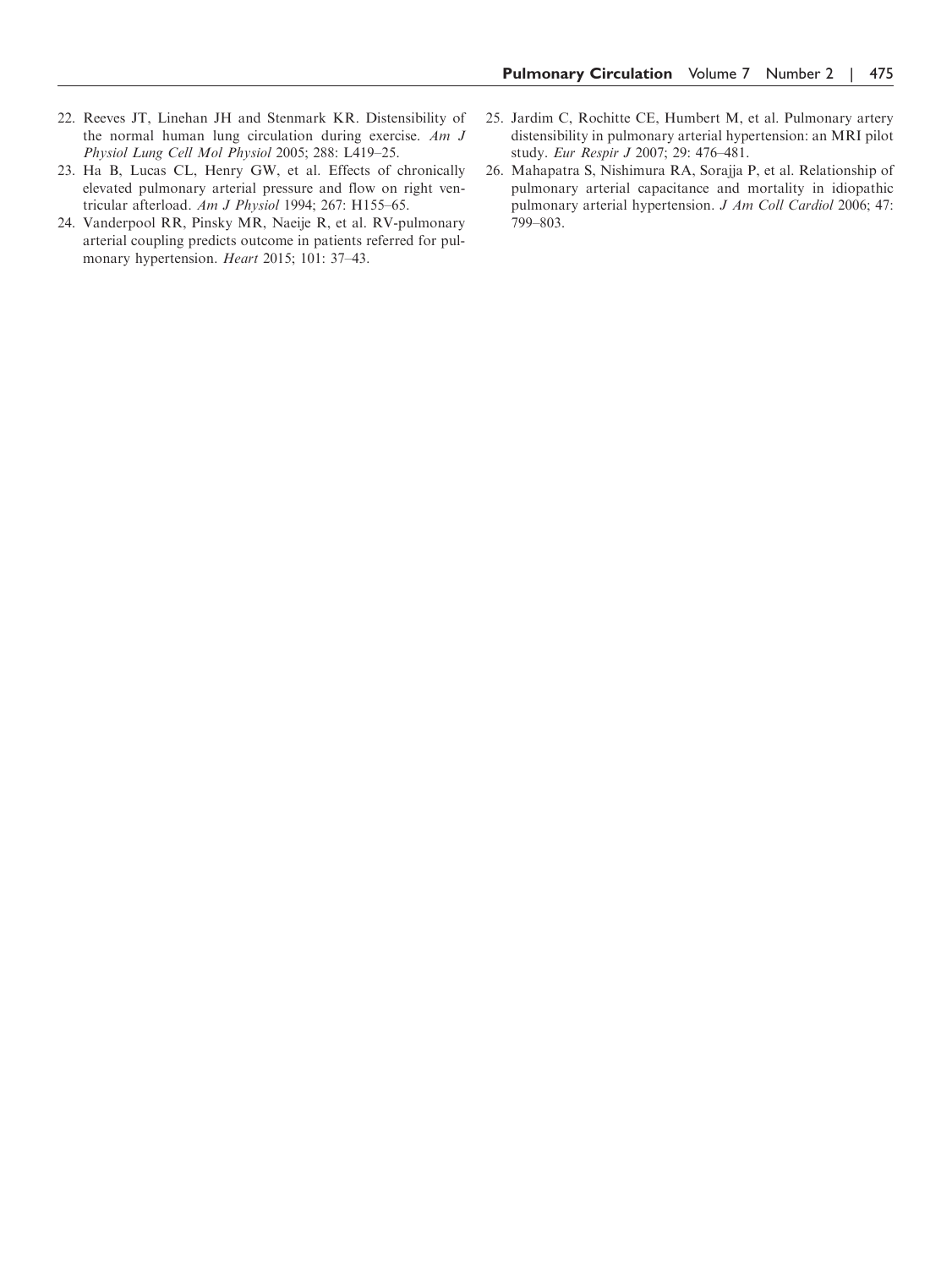22. Reeves JT, Linehan JH and Stenmark KR. Distensibility of the normal human lung circulation during exercise. *Am J Physiol Lung Cell Mol Physiol* 2005; 288: L419–25.
23. Ha B, Lucas CL, Henry GW, et al. Effects of chronically elevated pulmonary arterial pressure and flow on right ventricular afterload. *Am J Physiol* 1994; 267: H155–65.
24. Vanderpool RR, Pinsky MR, Naeije R, et al. RV-pulmonary arterial coupling predicts outcome in patients referred for pulmonary hypertension. *Heart* 2015; 101: 37–43.
25. Jardim C, Rochitte CE, Humbert M, et al. Pulmonary artery distensibility in pulmonary arterial hypertension: an MRI pilot study. *Eur Respir J* 2007; 29: 476–481.
26. Mahapatra S, Nishimura RA, Sorajja P, et al. Relationship of pulmonary arterial capacitance and mortality in idiopathic pulmonary arterial hypertension. *J Am Coll Cardiol* 2006; 47: 799–803.